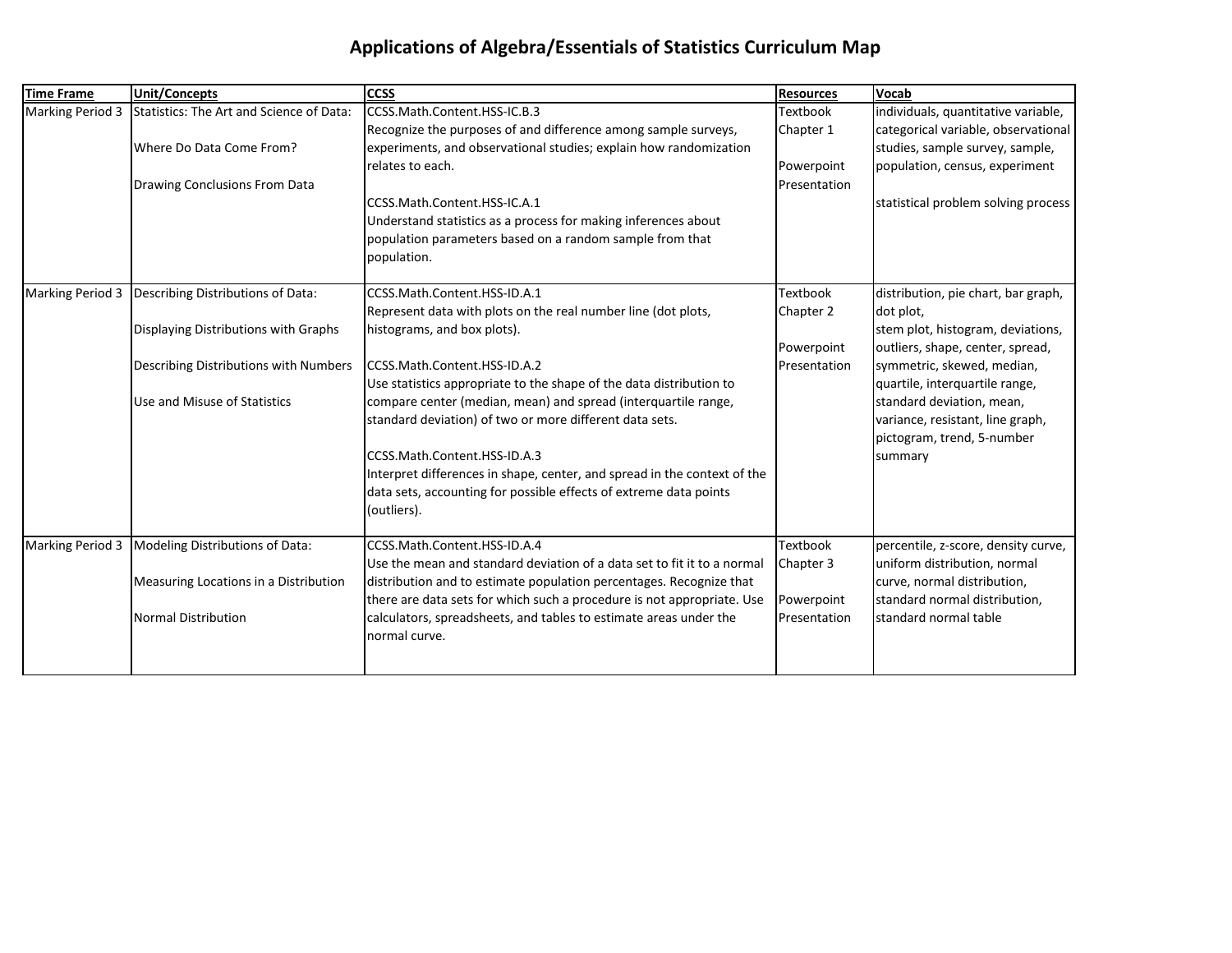# Applications of Algebra/Essentials of Statistics Curriculum Map

| Time Frame | Unit/Concepts | CCSS | Resources | Vocab |
|---|---|---|---|---|
| Marking Period 3 | Statistics: The Art and Science of Data:<br><br>Where Do Data Come From?<br><br>Drawing Conclusions From Data | CCSS.Math.Content.HSS-IC.B.3<br>Recognize the purposes of and difference among sample surveys, experiments, and observational studies; explain how randomization relates to each.<br><br>CCSS.Math.Content.HSS-IC.A.1<br>Understand statistics as a process for making inferences about population parameters based on a random sample from that population. | Textbook Chapter 1<br><br>Powerpoint Presentation | individuals, quantitative variable, categorical variable, observational studies, sample survey, sample, population, census, experiment<br><br>statistical problem solving process |
| Marking Period 3 | Describing Distributions of Data:<br><br>Displaying Distributions with Graphs<br><br>Describing Distributions with Numbers<br><br>Use and Misuse of Statistics | CCSS.Math.Content.HSS-ID.A.1<br>Represent data with plots on the real number line (dot plots, histograms, and box plots).<br><br>CCSS.Math.Content.HSS-ID.A.2<br>Use statistics appropriate to the shape of the data distribution to compare center (median, mean) and spread (interquartile range, standard deviation) of two or more different data sets.<br><br>CCSS.Math.Content.HSS-ID.A.3<br>Interpret differences in shape, center, and spread in the context of the data sets, accounting for possible effects of extreme data points (outliers). | Textbook Chapter 2<br><br>Powerpoint Presentation | distribution, pie chart, bar graph, dot plot,<br>stem plot, histogram, deviations, outliers, shape, center, spread, symmetric, skewed, median, quartile, interquartile range, standard deviation, mean, variance, resistant, line graph, pictogram, trend, 5-number summary |
| Marking Period 3 | Modeling Distributions of Data:<br><br>Measuring Locations in a Distribution<br><br>Normal Distribution | CCSS.Math.Content.HSS-ID.A.4<br>Use the mean and standard deviation of a data set to fit it to a normal distribution and to estimate population percentages. Recognize that there are data sets for which such a procedure is not appropriate. Use calculators, spreadsheets, and tables to estimate areas under the normal curve. | Textbook Chapter 3<br><br>Powerpoint Presentation | percentile, z-score, density curve, uniform distribution, normal curve, normal distribution, standard normal distribution, standard normal table |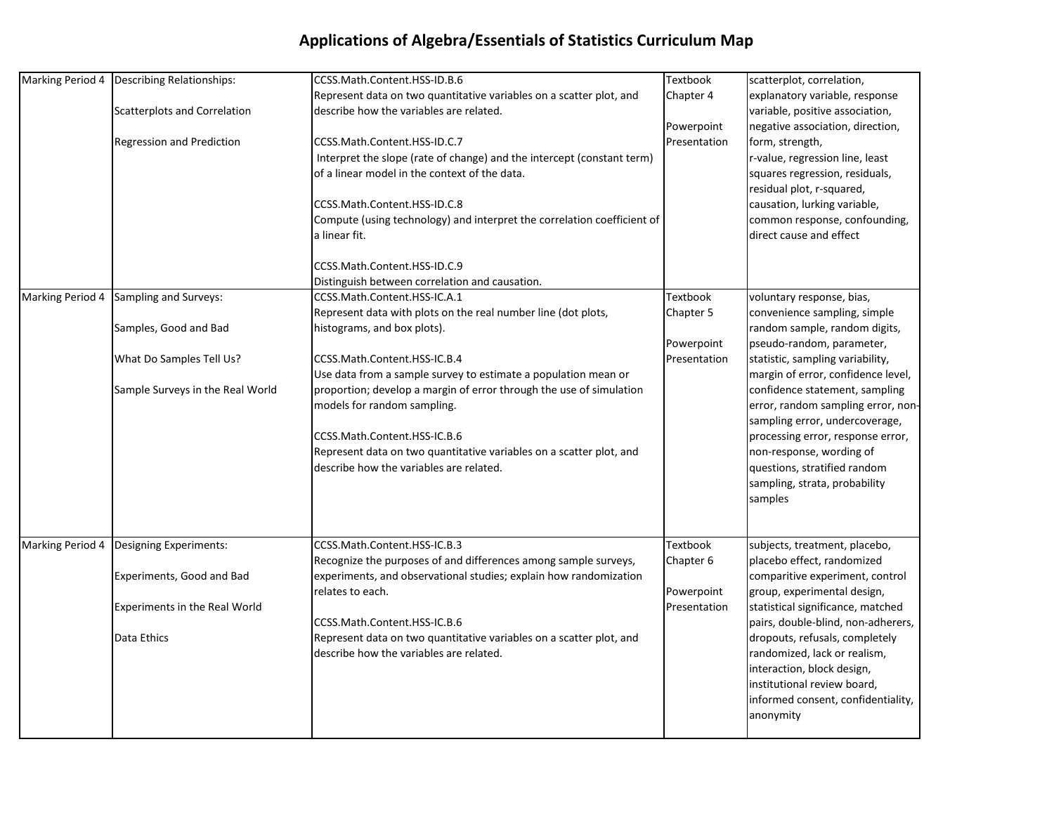# Applications of Algebra/Essentials of Statistics Curriculum Map

| | | | | |
|---|---|---|---|---|
| Marking Period 4 | Describing Relationships:<br><br>Scatterplots and Correlation<br><br>Regression and Prediction | CCSS.Math.Content.HSS-ID.B.6<br>Represent data on two quantitative variables on a scatter plot, and describe how the variables are related.<br><br>CCSS.Math.Content.HSS-ID.C.7<br>Interpret the slope (rate of change) and the intercept (constant term) of a linear model in the context of the data.<br><br>CCSS.Math.Content.HSS-ID.C.8<br>Compute (using technology) and interpret the correlation coefficient of a linear fit.<br><br>CCSS.Math.Content.HSS-ID.C.9<br>Distinguish between correlation and causation. | Textbook Chapter 4<br><br>Powerpoint Presentation | scatterplot, correlation, explanatory variable, response variable, positive association, negative association, direction, form, strength, r-value, regression line, least squares regression, residuals, residual plot, r-squared, causation, lurking variable, common response, confounding, direct cause and effect |
| Marking Period 4 | Sampling and Surveys:<br><br>Samples, Good and Bad<br><br>What Do Samples Tell Us?<br><br>Sample Surveys in the Real World | CCSS.Math.Content.HSS-IC.A.1<br>Represent data with plots on the real number line (dot plots, histograms, and box plots).<br><br>CCSS.Math.Content.HSS-IC.B.4<br>Use data from a sample survey to estimate a population mean or proportion; develop a margin of error through the use of simulation models for random sampling.<br><br>CCSS.Math.Content.HSS-IC.B.6<br>Represent data on two quantitative variables on a scatter plot, and describe how the variables are related. | Textbook Chapter 5<br><br>Powerpoint Presentation | voluntary response, bias, convenience sampling, simple random sample, random digits, pseudo-random, parameter, statistic, sampling variability, margin of error, confidence level, confidence statement, sampling error, random sampling error, non-sampling error, undercoverage, processing error, response error, non-response, wording of questions, stratified random sampling, strata, probability samples |
| Marking Period 4 | Designing Experiments:<br><br>Experiments, Good and Bad<br><br>Experiments in the Real World<br><br>Data Ethics | CCSS.Math.Content.HSS-IC.B.3<br>Recognize the purposes of and differences among sample surveys, experiments, and observational studies; explain how randomization relates to each.<br><br>CCSS.Math.Content.HSS-IC.B.6<br>Represent data on two quantitative variables on a scatter plot, and describe how the variables are related. | Textbook Chapter 6<br><br>Powerpoint Presentation | subjects, treatment, placebo, placebo effect, randomized comparitive experiment, control group, experimental design, statistical significance, matched pairs, double-blind, non-adherers, dropouts, refusals, completely randomized, lack or realism, interaction, block design, institutional review board, informed consent, confidentiality, anonymity |